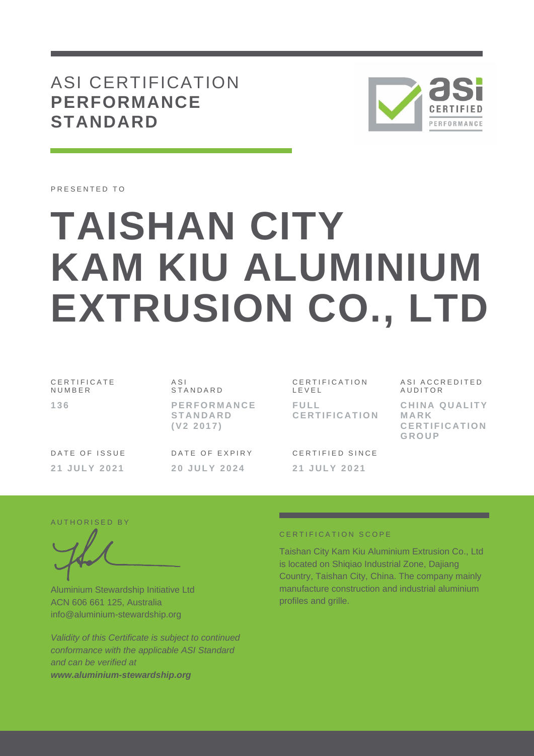# ASI CERTIFICATION **PERFORMANCE STANDARD**

PRESENTED TO

# TAISHAN CITY KAM KIU ALUMINIUM EXTRUSION CO., LTD

| CERTIFICATE NUMBER | ASI STANDARD | CERTIFICATION LEVEL | ASI ACCREDITED AUDITOR |
|---|---|---|---|
| **136** | **PERFORMANCE STANDARD (V2 2017)** | **FULL CERTIFICATION** | **CHINA QUALITY MARK CERTIFICATION GROUP** |

| DATE OF ISSUE | DATE OF EXPIRY | CERTIFIED SINCE |
|---|---|---|
| **21 JULY 2021** | **20 JULY 2024** | **21 JULY 2021** |

AUTHORISED BY

Aluminium Stewardship Initiative Ltd
ACN 606 661 125, Australia
info@aluminium-stewardship.org

*Validity of this Certificate is subject to continued conformance with the applicable ASI Standard and can be verified at* ***www.aluminium-stewardship.org***

CERTIFICATION SCOPE

Taishan City Kam Kiu Aluminium Extrusion Co., Ltd is located on Shiqiao Industrial Zone, Dajiang Country, Taishan City, China. The company mainly manufacture construction and industrial aluminium profiles and grille.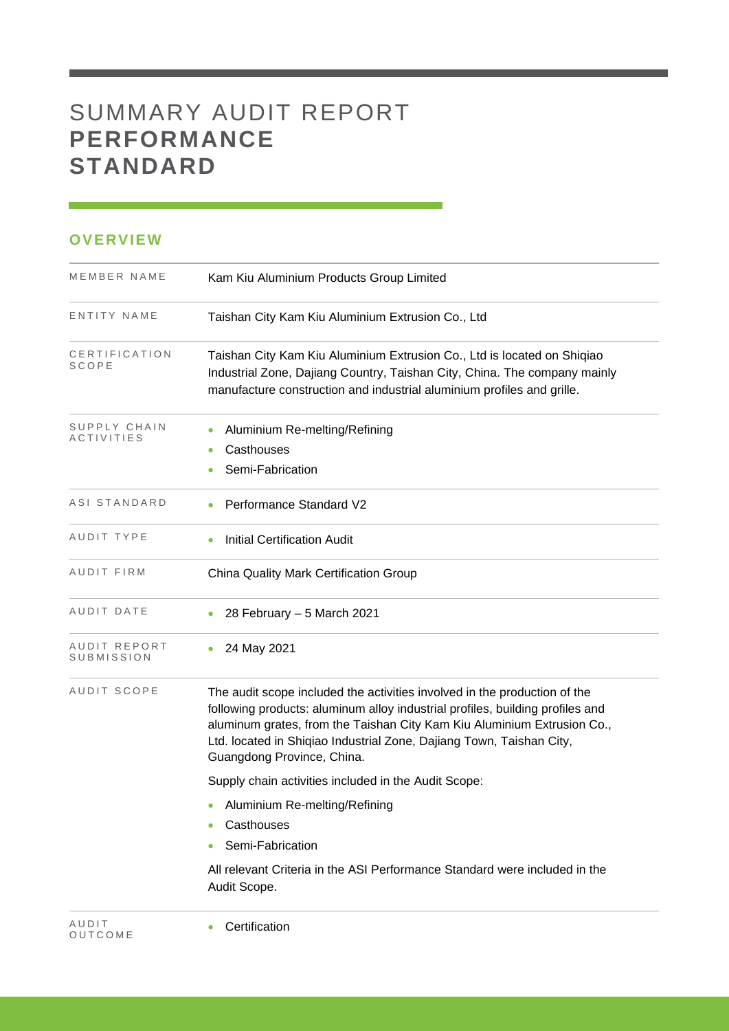# SUMMARY AUDIT REPORT **PERFORMANCE STANDARD**

## OVERVIEW

| | |
|---|---|
| MEMBER NAME | Kam Kiu Aluminium Products Group Limited |
| ENTITY NAME | Taishan City Kam Kiu Aluminium Extrusion Co., Ltd |
| CERTIFICATION SCOPE | Taishan City Kam Kiu Aluminium Extrusion Co., Ltd is located on Shiqiao Industrial Zone, Dajiang Country, Taishan City, China. The company mainly manufacture construction and industrial aluminium profiles and grille. |
| SUPPLY CHAIN ACTIVITIES | • Aluminium Re-melting/Refining<br>• Casthouses<br>• Semi-Fabrication |
| ASI STANDARD | • Performance Standard V2 |
| AUDIT TYPE | • Initial Certification Audit |
| AUDIT FIRM | China Quality Mark Certification Group |
| AUDIT DATE | • 28 February – 5 March 2021 |
| AUDIT REPORT SUBMISSION | • 24 May 2021 |
| AUDIT SCOPE | The audit scope included the activities involved in the production of the following products: aluminum alloy industrial profiles, building profiles and aluminum grates, from the Taishan City Kam Kiu Aluminium Extrusion Co., Ltd. located in Shiqiao Industrial Zone, Dajiang Town, Taishan City, Guangdong Province, China.<br><br>Supply chain activities included in the Audit Scope:<br>• Aluminium Re-melting/Refining<br>• Casthouses<br>• Semi-Fabrication<br><br>All relevant Criteria in the ASI Performance Standard were included in the Audit Scope. |
| AUDIT OUTCOME | • Certification |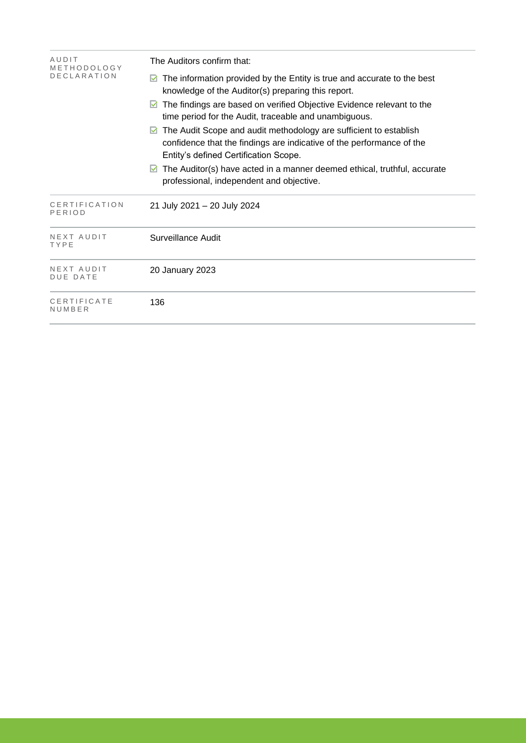| | |
|---|---|
| AUDIT METHODOLOGY DECLARATION | The Auditors confirm that:<br>☑ The information provided by the Entity is true and accurate to the best knowledge of the Auditor(s) preparing this report.<br>☑ The findings are based on verified Objective Evidence relevant to the time period for the Audit, traceable and unambiguous.<br>☑ The Audit Scope and audit methodology are sufficient to establish confidence that the findings are indicative of the performance of the Entity's defined Certification Scope.<br>☑ The Auditor(s) have acted in a manner deemed ethical, truthful, accurate professional, independent and objective. |
| CERTIFICATION PERIOD | 21 July 2021 – 20 July 2024 |
| NEXT AUDIT TYPE | Surveillance Audit |
| NEXT AUDIT DUE DATE | 20 January 2023 |
| CERTIFICATE NUMBER | 136 |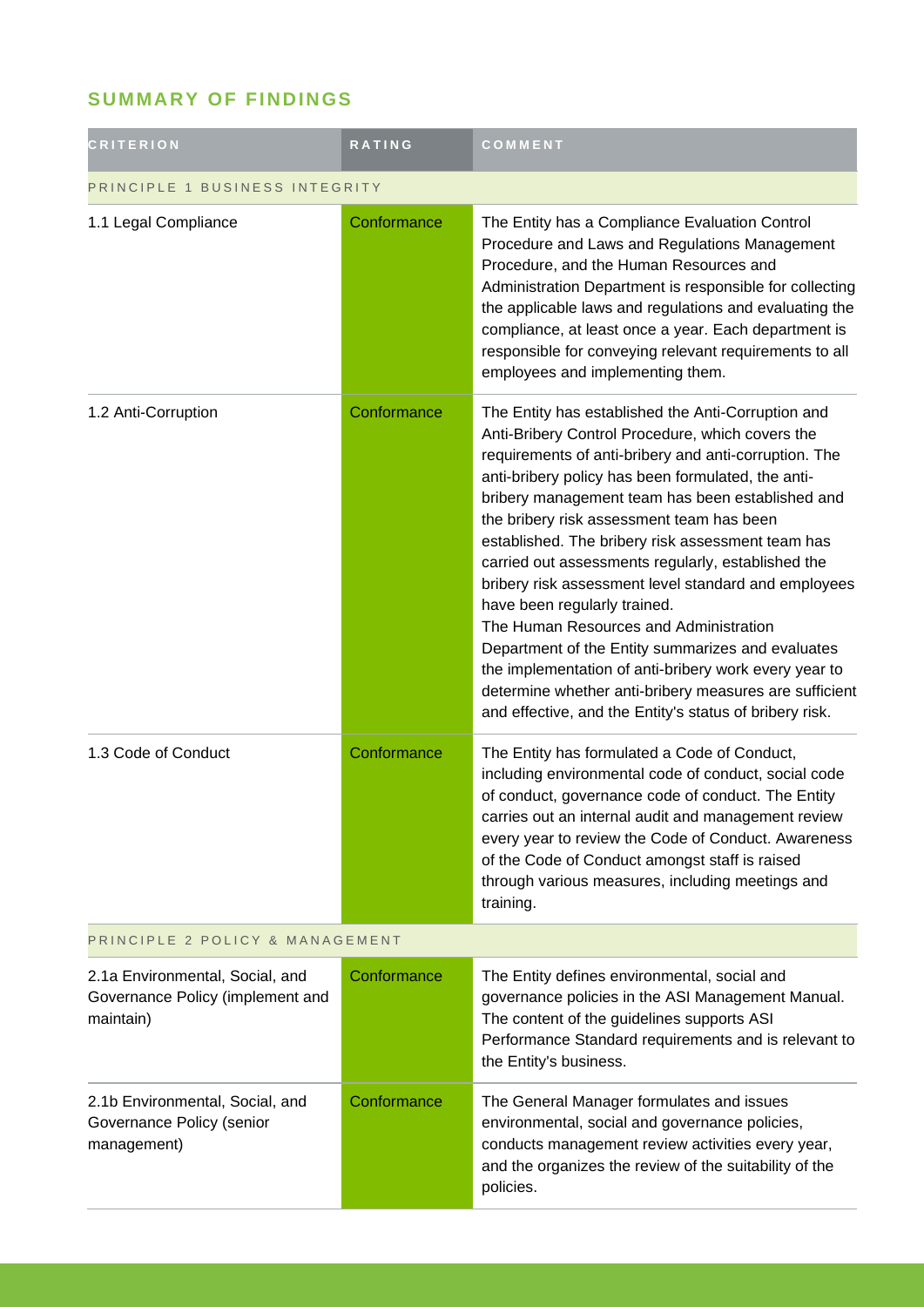## SUMMARY OF FINDINGS

| CRITERION | RATING | COMMENT |
|---|---|---|
| PRINCIPLE 1 BUSINESS INTEGRITY | | |
| 1.1 Legal Compliance | Conformance | The Entity has a Compliance Evaluation Control Procedure and Laws and Regulations Management Procedure, and the Human Resources and Administration Department is responsible for collecting the applicable laws and regulations and evaluating the compliance, at least once a year. Each department is responsible for conveying relevant requirements to all employees and implementing them. |
| 1.2 Anti-Corruption | Conformance | The Entity has established the Anti-Corruption and Anti-Bribery Control Procedure, which covers the requirements of anti-bribery and anti-corruption. The anti-bribery policy has been formulated, the anti-bribery management team has been established and the bribery risk assessment team has been established. The bribery risk assessment team has carried out assessments regularly, established the bribery risk assessment level standard and employees have been regularly trained.<br>The Human Resources and Administration Department of the Entity summarizes and evaluates the implementation of anti-bribery work every year to determine whether anti-bribery measures are sufficient and effective, and the Entity's status of bribery risk. |
| 1.3 Code of Conduct | Conformance | The Entity has formulated a Code of Conduct, including environmental code of conduct, social code of conduct, governance code of conduct. The Entity carries out an internal audit and management review every year to review the Code of Conduct. Awareness of the Code of Conduct amongst staff is raised through various measures, including meetings and training. |
| PRINCIPLE 2 POLICY & MANAGEMENT | | |
| 2.1a Environmental, Social, and Governance Policy (implement and maintain) | Conformance | The Entity defines environmental, social and governance policies in the ASI Management Manual. The content of the guidelines supports ASI Performance Standard requirements and is relevant to the Entity's business. |
| 2.1b Environmental, Social, and Governance Policy (senior management) | Conformance | The General Manager formulates and issues environmental, social and governance policies, conducts management review activities every year, and the organizes the review of the suitability of the policies. |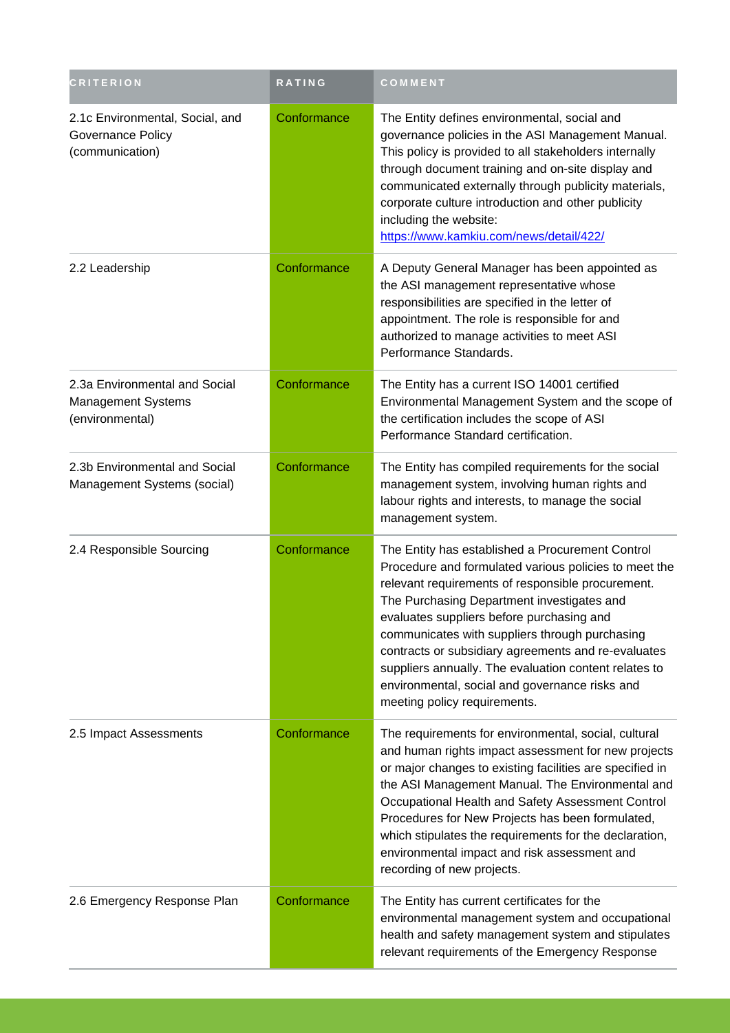| CRITERION | RATING | COMMENT |
|---|---|---|
| 2.1c Environmental, Social, and Governance Policy (communication) | Conformance | The Entity defines environmental, social and governance policies in the ASI Management Manual. This policy is provided to all stakeholders internally through document training and on-site display and communicated externally through publicity materials, corporate culture introduction and other publicity including the website: [https://www.kamkiu.com/news/detail/422/](https://www.kamkiu.com/news/detail/422/) |
| 2.2 Leadership | Conformance | A Deputy General Manager has been appointed as the ASI management representative whose responsibilities are specified in the letter of appointment. The role is responsible for and authorized to manage activities to meet ASI Performance Standards. |
| 2.3a Environmental and Social Management Systems (environmental) | Conformance | The Entity has a current ISO 14001 certified Environmental Management System and the scope of the certification includes the scope of ASI Performance Standard certification. |
| 2.3b Environmental and Social Management Systems (social) | Conformance | The Entity has compiled requirements for the social management system, involving human rights and labour rights and interests, to manage the social management system. |
| 2.4 Responsible Sourcing | Conformance | The Entity has established a Procurement Control Procedure and formulated various policies to meet the relevant requirements of responsible procurement. The Purchasing Department investigates and evaluates suppliers before purchasing and communicates with suppliers through purchasing contracts or subsidiary agreements and re-evaluates suppliers annually. The evaluation content relates to environmental, social and governance risks and meeting policy requirements. |
| 2.5 Impact Assessments | Conformance | The requirements for environmental, social, cultural and human rights impact assessment for new projects or major changes to existing facilities are specified in the ASI Management Manual. The Environmental and Occupational Health and Safety Assessment Control Procedures for New Projects has been formulated, which stipulates the requirements for the declaration, environmental impact and risk assessment and recording of new projects. |
| 2.6 Emergency Response Plan | Conformance | The Entity has current certificates for the environmental management system and occupational health and safety management system and stipulates relevant requirements of the Emergency Response |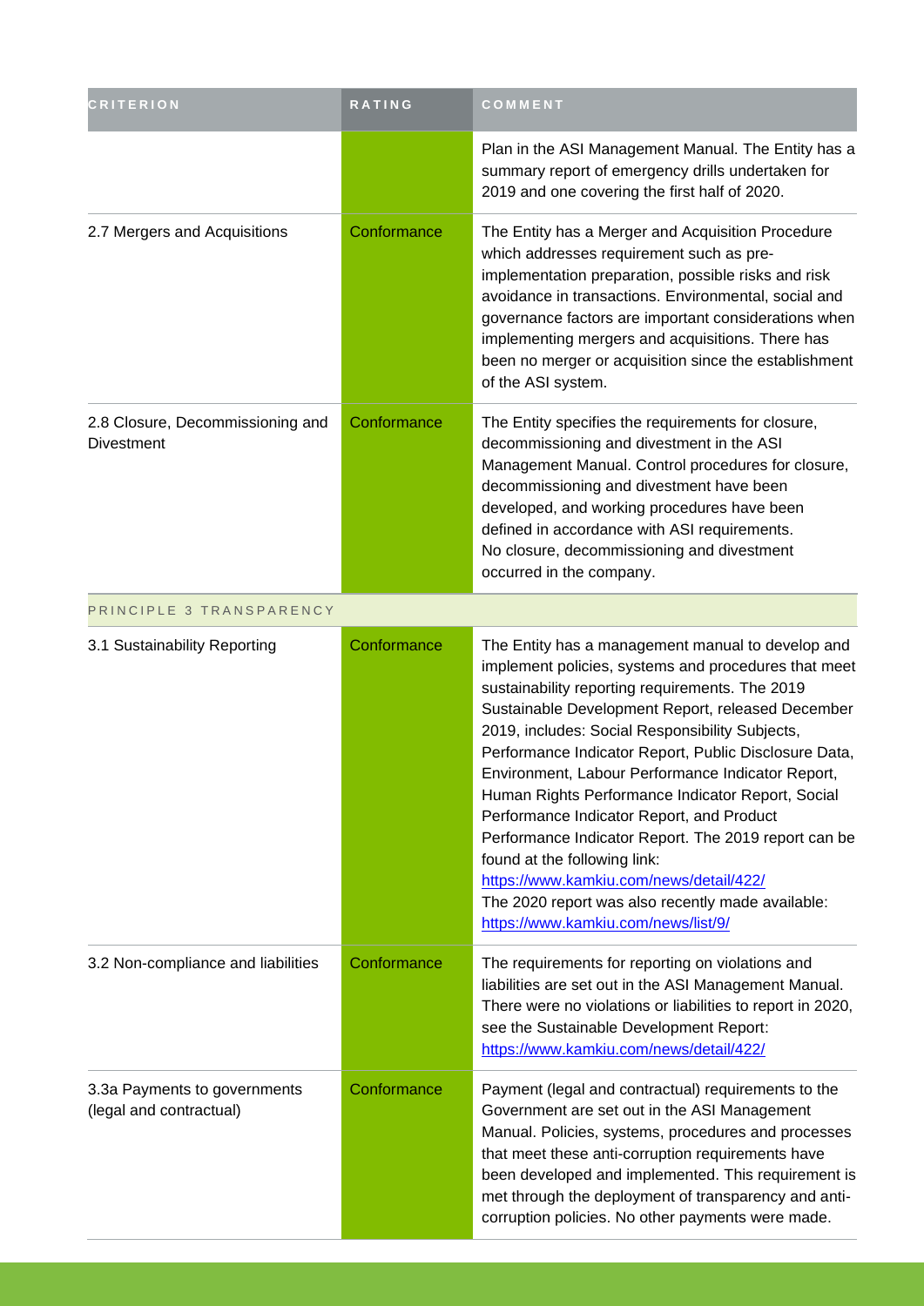| CRITERION | RATING | COMMENT |
| --- | --- | --- |
| | | Plan in the ASI Management Manual. The Entity has a summary report of emergency drills undertaken for 2019 and one covering the first half of 2020. |
| 2.7 Mergers and Acquisitions | Conformance | The Entity has a Merger and Acquisition Procedure which addresses requirement such as pre-implementation preparation, possible risks and risk avoidance in transactions. Environmental, social and governance factors are important considerations when implementing mergers and acquisitions. There has been no merger or acquisition since the establishment of the ASI system. |
| 2.8 Closure, Decommissioning and Divestment | Conformance | The Entity specifies the requirements for closure, decommissioning and divestment in the ASI Management Manual. Control procedures for closure, decommissioning and divestment have been developed, and working procedures have been defined in accordance with ASI requirements. No closure, decommissioning and divestment occurred in the company. |
| PRINCIPLE 3 TRANSPARENCY | | |
| 3.1 Sustainability Reporting | Conformance | The Entity has a management manual to develop and implement policies, systems and procedures that meet sustainability reporting requirements. The 2019 Sustainable Development Report, released December 2019, includes: Social Responsibility Subjects, Performance Indicator Report, Public Disclosure Data, Environment, Labour Performance Indicator Report, Human Rights Performance Indicator Report, Social Performance Indicator Report, and Product Performance Indicator Report. The 2019 report can be found at the following link: https://www.kamkiu.com/news/detail/422/ The 2020 report was also recently made available: https://www.kamkiu.com/news/list/9/ |
| 3.2 Non-compliance and liabilities | Conformance | The requirements for reporting on violations and liabilities are set out in the ASI Management Manual. There were no violations or liabilities to report in 2020, see the Sustainable Development Report: https://www.kamkiu.com/news/detail/422/ |
| 3.3a Payments to governments (legal and contractual) | Conformance | Payment (legal and contractual) requirements to the Government are set out in the ASI Management Manual. Policies, systems, procedures and processes that meet these anti-corruption requirements have been developed and implemented. This requirement is met through the deployment of transparency and anti-corruption policies. No other payments were made. |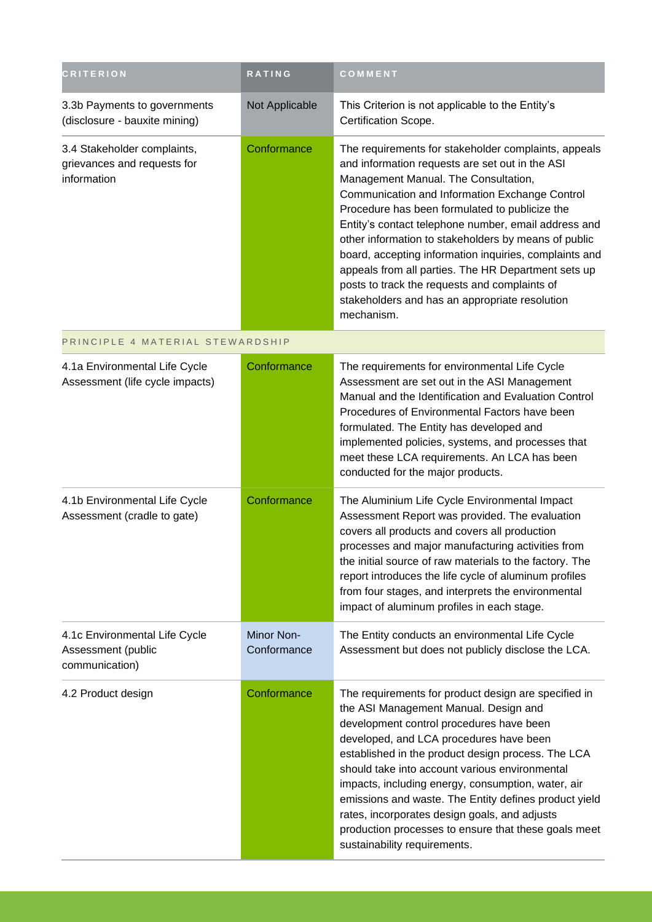| CRITERION | RATING | COMMENT |
|---|---|---|
| 3.3b Payments to governments (disclosure - bauxite mining) | Not Applicable | This Criterion is not applicable to the Entity's Certification Scope. |
| 3.4 Stakeholder complaints, grievances and requests for information | Conformance | The requirements for stakeholder complaints, appeals and information requests are set out in the ASI Management Manual. The Consultation, Communication and Information Exchange Control Procedure has been formulated to publicize the Entity's contact telephone number, email address and other information to stakeholders by means of public board, accepting information inquiries, complaints and appeals from all parties. The HR Department sets up posts to track the requests and complaints of stakeholders and has an appropriate resolution mechanism. |
| PRINCIPLE 4 MATERIAL STEWARDSHIP | | |
| 4.1a Environmental Life Cycle Assessment (life cycle impacts) | Conformance | The requirements for environmental Life Cycle Assessment are set out in the ASI Management Manual and the Identification and Evaluation Control Procedures of Environmental Factors have been formulated. The Entity has developed and implemented policies, systems, and processes that meet these LCA requirements. An LCA has been conducted for the major products. |
| 4.1b Environmental Life Cycle Assessment (cradle to gate) | Conformance | The Aluminium Life Cycle Environmental Impact Assessment Report was provided. The evaluation covers all products and covers all production processes and major manufacturing activities from the initial source of raw materials to the factory. The report introduces the life cycle of aluminum profiles from four stages, and interprets the environmental impact of aluminum profiles in each stage. |
| 4.1c Environmental Life Cycle Assessment (public communication) | Minor Non-Conformance | The Entity conducts an environmental Life Cycle Assessment but does not publicly disclose the LCA. |
| 4.2 Product design | Conformance | The requirements for product design are specified in the ASI Management Manual. Design and development control procedures have been developed, and LCA procedures have been established in the product design process. The LCA should take into account various environmental impacts, including energy, consumption, water, air emissions and waste. The Entity defines product yield rates, incorporates design goals, and adjusts production processes to ensure that these goals meet sustainability requirements. |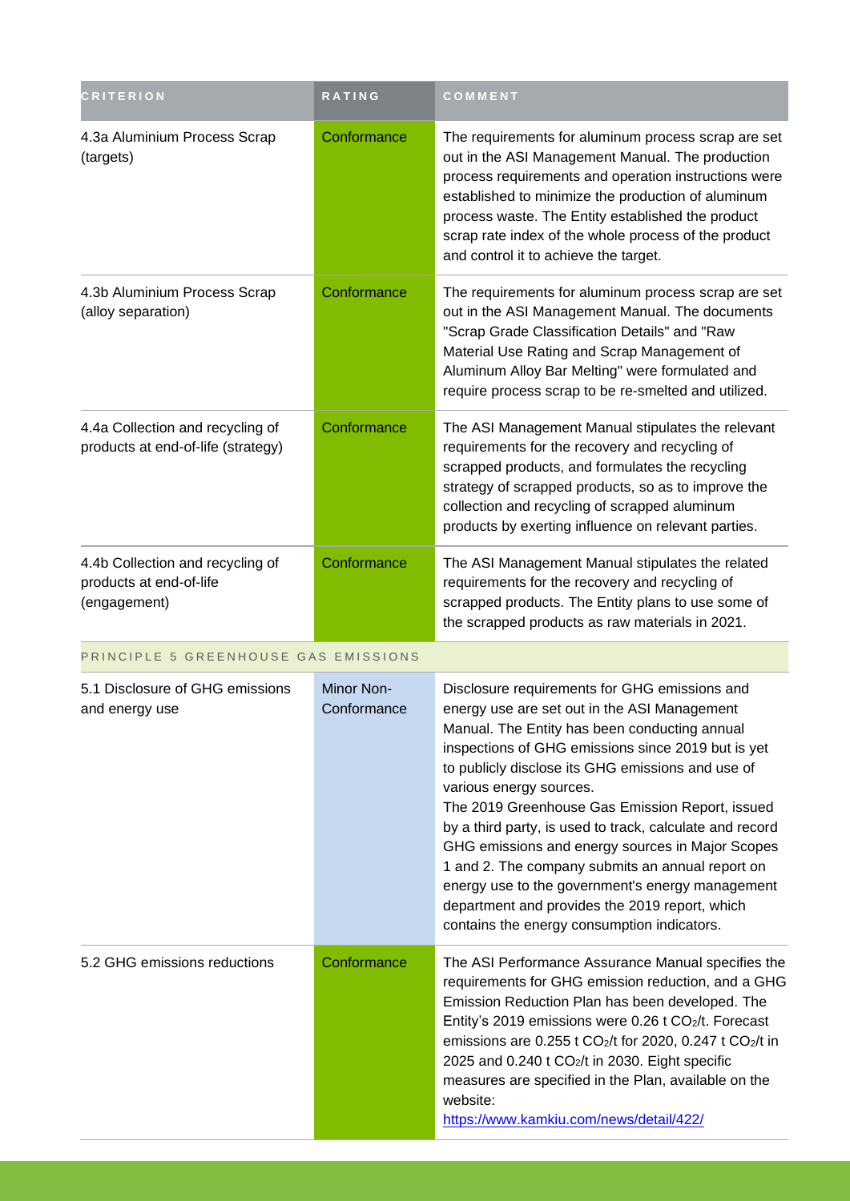| CRITERION | RATING | COMMENT |
| --- | --- | --- |
| 4.3a Aluminium Process Scrap (targets) | Conformance | The requirements for aluminum process scrap are set out in the ASI Management Manual. The production process requirements and operation instructions were established to minimize the production of aluminum process waste. The Entity established the product scrap rate index of the whole process of the product and control it to achieve the target. |
| 4.3b Aluminium Process Scrap (alloy separation) | Conformance | The requirements for aluminum process scrap are set out in the ASI Management Manual. The documents "Scrap Grade Classification Details" and "Raw Material Use Rating and Scrap Management of Aluminum Alloy Bar Melting" were formulated and require process scrap to be re-smelted and utilized. |
| 4.4a Collection and recycling of products at end-of-life (strategy) | Conformance | The ASI Management Manual stipulates the relevant requirements for the recovery and recycling of scrapped products, and formulates the recycling strategy of scrapped products, so as to improve the collection and recycling of scrapped aluminum products by exerting influence on relevant parties. |
| 4.4b Collection and recycling of products at end-of-life (engagement) | Conformance | The ASI Management Manual stipulates the related requirements for the recovery and recycling of scrapped products. The Entity plans to use some of the scrapped products as raw materials in 2021. |
| PRINCIPLE 5 GREENHOUSE GAS EMISSIONS | | |
| 5.1 Disclosure of GHG emissions and energy use | Minor Non-Conformance | Disclosure requirements for GHG emissions and energy use are set out in the ASI Management Manual. The Entity has been conducting annual inspections of GHG emissions since 2019 but is yet to publicly disclose its GHG emissions and use of various energy sources.<br>The 2019 Greenhouse Gas Emission Report, issued by a third party, is used to track, calculate and record GHG emissions and energy sources in Major Scopes 1 and 2. The company submits an annual report on energy use to the government's energy management department and provides the 2019 report, which contains the energy consumption indicators. |
| 5.2 GHG emissions reductions | Conformance | The ASI Performance Assurance Manual specifies the requirements for GHG emission reduction, and a GHG Emission Reduction Plan has been developed. The Entity's 2019 emissions were 0.26 t $CO_2$/t. Forecast emissions are 0.255 t $CO_2$/t for 2020, 0.247 t $CO_2$/t in 2025 and 0.240 t $CO_2$/t in 2030. Eight specific measures are specified in the Plan, available on the website:<br>https://www.kamkiu.com/news/detail/422/ |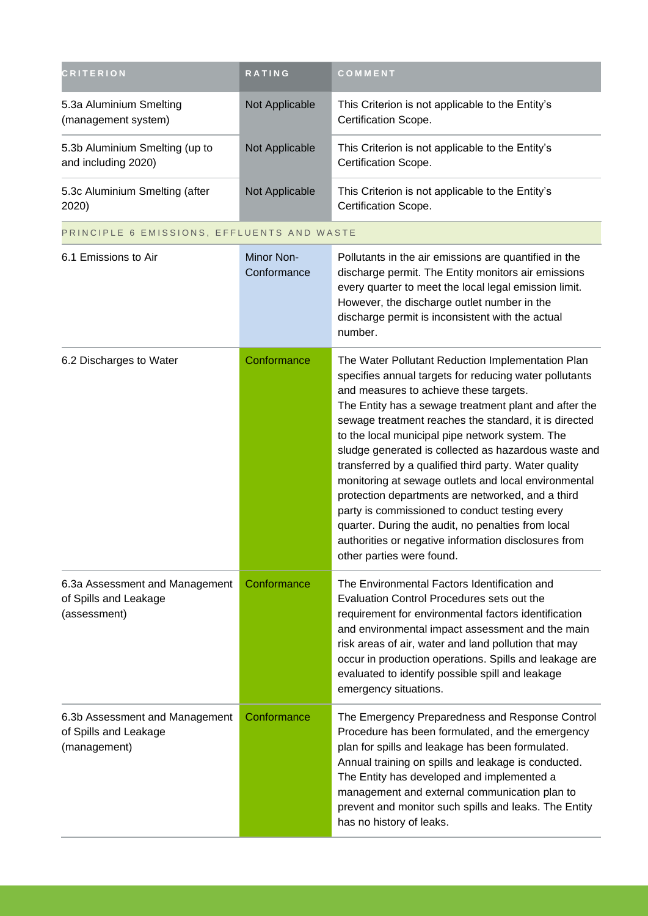| CRITERION | RATING | COMMENT |
| --- | --- | --- |
| 5.3a Aluminium Smelting (management system) | Not Applicable | This Criterion is not applicable to the Entity's Certification Scope. |
| 5.3b Aluminium Smelting (up to and including 2020) | Not Applicable | This Criterion is not applicable to the Entity's Certification Scope. |
| 5.3c Aluminium Smelting (after 2020) | Not Applicable | This Criterion is not applicable to the Entity's Certification Scope. |
| PRINCIPLE 6 EMISSIONS, EFFLUENTS AND WASTE | | |
| 6.1 Emissions to Air | Minor Non-Conformance | Pollutants in the air emissions are quantified in the discharge permit. The Entity monitors air emissions every quarter to meet the local legal emission limit. However, the discharge outlet number in the discharge permit is inconsistent with the actual number. |
| 6.2 Discharges to Water | Conformance | The Water Pollutant Reduction Implementation Plan specifies annual targets for reducing water pollutants and measures to achieve these targets. The Entity has a sewage treatment plant and after the sewage treatment reaches the standard, it is directed to the local municipal pipe network system. The sludge generated is collected as hazardous waste and transferred by a qualified third party. Water quality monitoring at sewage outlets and local environmental protection departments are networked, and a third party is commissioned to conduct testing every quarter. During the audit, no penalties from local authorities or negative information disclosures from other parties were found. |
| 6.3a Assessment and Management of Spills and Leakage (assessment) | Conformance | The Environmental Factors Identification and Evaluation Control Procedures sets out the requirement for environmental factors identification and environmental impact assessment and the main risk areas of air, water and land pollution that may occur in production operations. Spills and leakage are evaluated to identify possible spill and leakage emergency situations. |
| 6.3b Assessment and Management of Spills and Leakage (management) | Conformance | The Emergency Preparedness and Response Control Procedure has been formulated, and the emergency plan for spills and leakage has been formulated. Annual training on spills and leakage is conducted. The Entity has developed and implemented a management and external communication plan to prevent and monitor such spills and leaks. The Entity has no history of leaks. |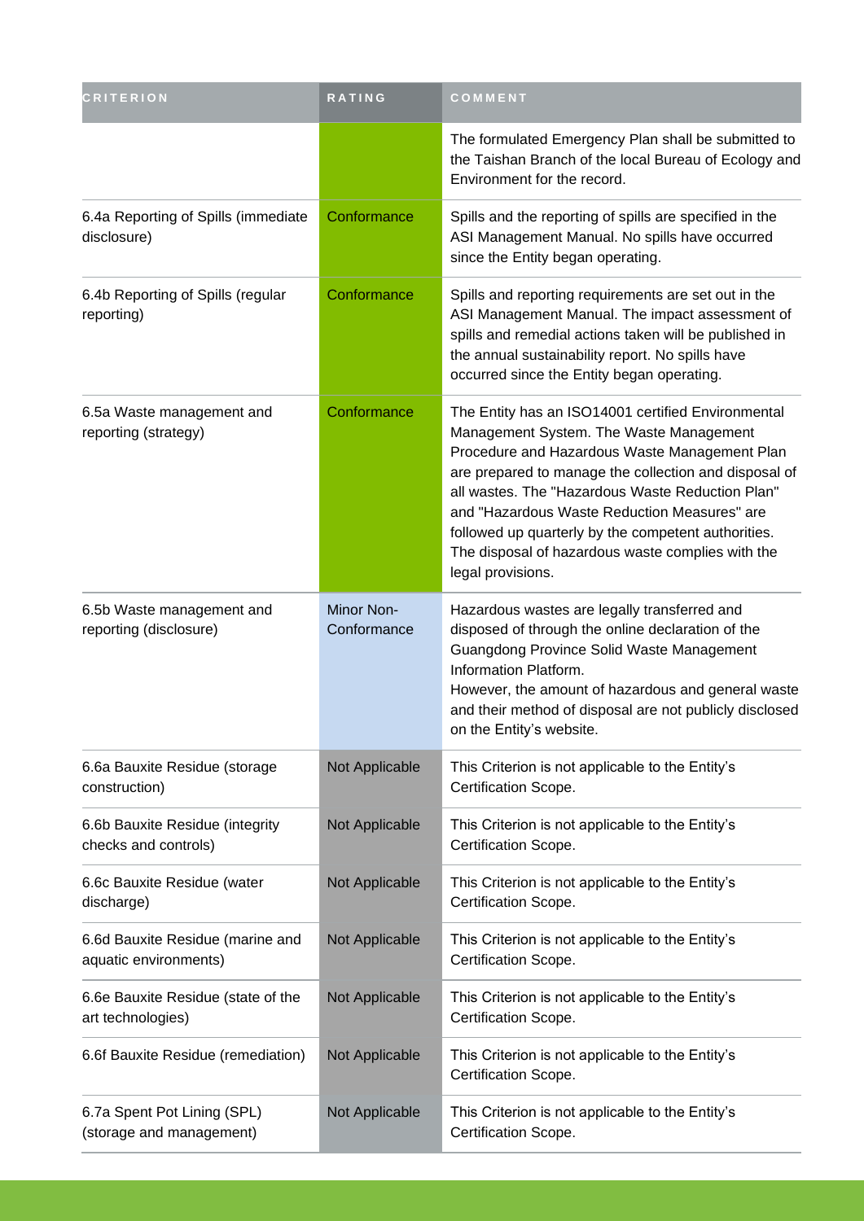| CRITERION | RATING | COMMENT |
|---|---|---|
| | | The formulated Emergency Plan shall be submitted to the Taishan Branch of the local Bureau of Ecology and Environment for the record. |
| 6.4a Reporting of Spills (immediate disclosure) | Conformance | Spills and the reporting of spills are specified in the ASI Management Manual. No spills have occurred since the Entity began operating. |
| 6.4b Reporting of Spills (regular reporting) | Conformance | Spills and reporting requirements are set out in the ASI Management Manual. The impact assessment of spills and remedial actions taken will be published in the annual sustainability report. No spills have occurred since the Entity began operating. |
| 6.5a Waste management and reporting (strategy) | Conformance | The Entity has an ISO14001 certified Environmental Management System. The Waste Management Procedure and Hazardous Waste Management Plan are prepared to manage the collection and disposal of all wastes. The "Hazardous Waste Reduction Plan" and "Hazardous Waste Reduction Measures" are followed up quarterly by the competent authorities. The disposal of hazardous waste complies with the legal provisions. |
| 6.5b Waste management and reporting (disclosure) | Minor Non-Conformance | Hazardous wastes are legally transferred and disposed of through the online declaration of the Guangdong Province Solid Waste Management Information Platform.<br>However, the amount of hazardous and general waste and their method of disposal are not publicly disclosed on the Entity's website. |
| 6.6a Bauxite Residue (storage construction) | Not Applicable | This Criterion is not applicable to the Entity's Certification Scope. |
| 6.6b Bauxite Residue (integrity checks and controls) | Not Applicable | This Criterion is not applicable to the Entity's Certification Scope. |
| 6.6c Bauxite Residue (water discharge) | Not Applicable | This Criterion is not applicable to the Entity's Certification Scope. |
| 6.6d Bauxite Residue (marine and aquatic environments) | Not Applicable | This Criterion is not applicable to the Entity's Certification Scope. |
| 6.6e Bauxite Residue (state of the art technologies) | Not Applicable | This Criterion is not applicable to the Entity's Certification Scope. |
| 6.6f Bauxite Residue (remediation) | Not Applicable | This Criterion is not applicable to the Entity's Certification Scope. |
| 6.7a Spent Pot Lining (SPL) (storage and management) | Not Applicable | This Criterion is not applicable to the Entity's Certification Scope. |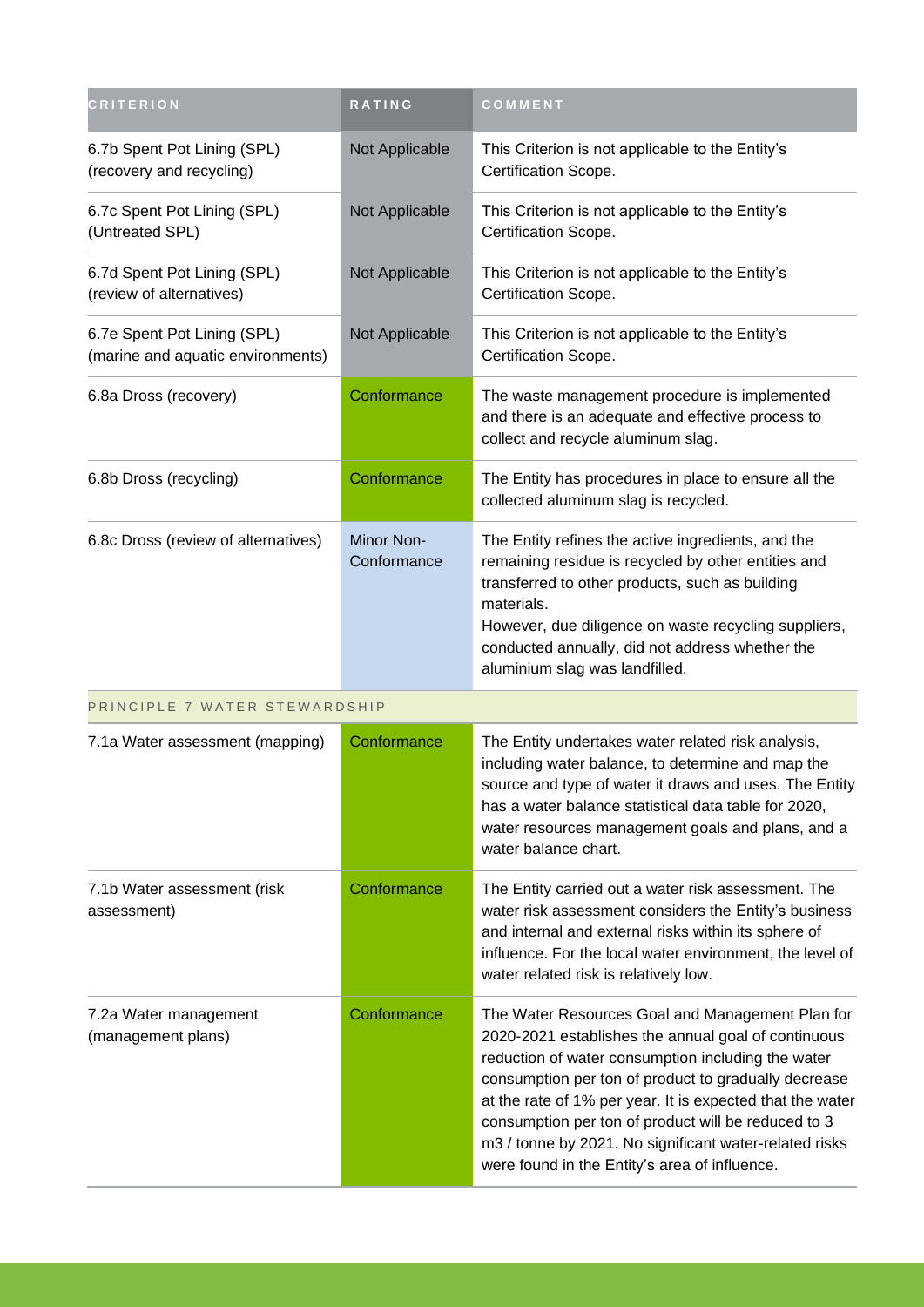| CRITERION | RATING | COMMENT |
| --- | --- | --- |
| 6.7b Spent Pot Lining (SPL) (recovery and recycling) | Not Applicable | This Criterion is not applicable to the Entity's Certification Scope. |
| 6.7c Spent Pot Lining (SPL) (Untreated SPL) | Not Applicable | This Criterion is not applicable to the Entity's Certification Scope. |
| 6.7d Spent Pot Lining (SPL) (review of alternatives) | Not Applicable | This Criterion is not applicable to the Entity's Certification Scope. |
| 6.7e Spent Pot Lining (SPL) (marine and aquatic environments) | Not Applicable | This Criterion is not applicable to the Entity's Certification Scope. |
| 6.8a Dross (recovery) | Conformance | The waste management procedure is implemented and there is an adequate and effective process to collect and recycle aluminum slag. |
| 6.8b Dross (recycling) | Conformance | The Entity has procedures in place to ensure all the collected aluminum slag is recycled. |
| 6.8c Dross (review of alternatives) | Minor Non-Conformance | The Entity refines the active ingredients, and the remaining residue is recycled by other entities and transferred to other products, such as building materials.<br>However, due diligence on waste recycling suppliers, conducted annually, did not address whether the aluminium slag was landfilled. |
| PRINCIPLE 7 WATER STEWARDSHIP | | |
| 7.1a Water assessment (mapping) | Conformance | The Entity undertakes water related risk analysis, including water balance, to determine and map the source and type of water it draws and uses. The Entity has a water balance statistical data table for 2020, water resources management goals and plans, and a water balance chart. |
| 7.1b Water assessment (risk assessment) | Conformance | The Entity carried out a water risk assessment. The water risk assessment considers the Entity's business and internal and external risks within its sphere of influence. For the local water environment, the level of water related risk is relatively low. |
| 7.2a Water management (management plans) | Conformance | The Water Resources Goal and Management Plan for 2020-2021 establishes the annual goal of continuous reduction of water consumption including the water consumption per ton of product to gradually decrease at the rate of 1% per year. It is expected that the water consumption per ton of product will be reduced to 3 m3 / tonne by 2021. No significant water-related risks were found in the Entity's area of influence. |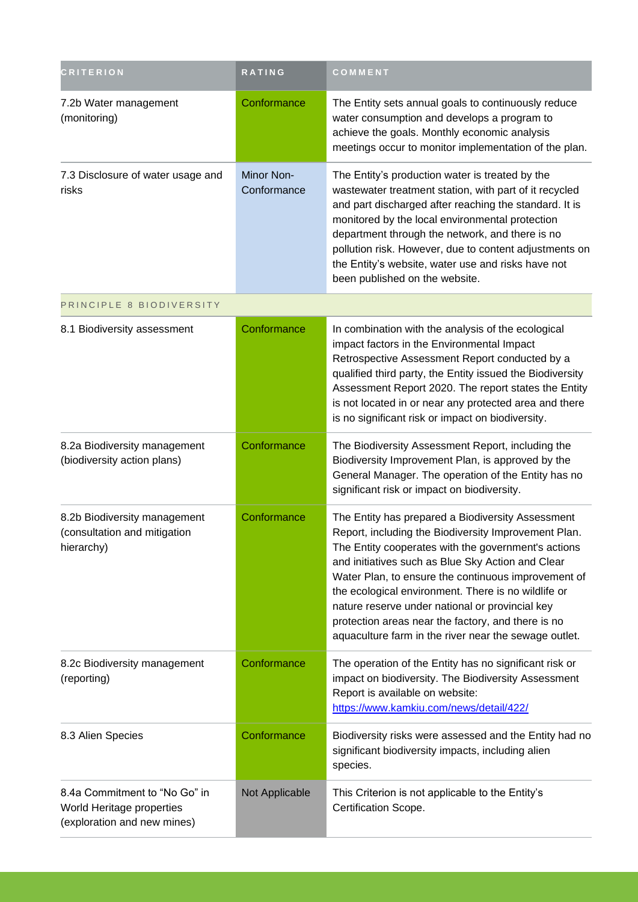| CRITERION | RATING | COMMENT |
|---|---|---|
| 7.2b Water management (monitoring) | Conformance | The Entity sets annual goals to continuously reduce water consumption and develops a program to achieve the goals. Monthly economic analysis meetings occur to monitor implementation of the plan. |
| 7.3 Disclosure of water usage and risks | Minor Non-Conformance | The Entity's production water is treated by the wastewater treatment station, with part of it recycled and part discharged after reaching the standard. It is monitored by the local environmental protection department through the network, and there is no pollution risk. However, due to content adjustments on the Entity's website, water use and risks have not been published on the website. |
| PRINCIPLE 8 BIODIVERSITY | | |
| 8.1 Biodiversity assessment | Conformance | In combination with the analysis of the ecological impact factors in the Environmental Impact Retrospective Assessment Report conducted by a qualified third party, the Entity issued the Biodiversity Assessment Report 2020. The report states the Entity is not located in or near any protected area and there is no significant risk or impact on biodiversity. |
| 8.2a Biodiversity management (biodiversity action plans) | Conformance | The Biodiversity Assessment Report, including the Biodiversity Improvement Plan, is approved by the General Manager. The operation of the Entity has no significant risk or impact on biodiversity. |
| 8.2b Biodiversity management (consultation and mitigation hierarchy) | Conformance | The Entity has prepared a Biodiversity Assessment Report, including the Biodiversity Improvement Plan. The Entity cooperates with the government's actions and initiatives such as Blue Sky Action and Clear Water Plan, to ensure the continuous improvement of the ecological environment. There is no wildlife or nature reserve under national or provincial key protection areas near the factory, and there is no aquaculture farm in the river near the sewage outlet. |
| 8.2c Biodiversity management (reporting) | Conformance | The operation of the Entity has no significant risk or impact on biodiversity. The Biodiversity Assessment Report is available on website: https://www.kamkiu.com/news/detail/422/ |
| 8.3 Alien Species | Conformance | Biodiversity risks were assessed and the Entity had no significant biodiversity impacts, including alien species. |
| 8.4a Commitment to "No Go" in World Heritage properties (exploration and new mines) | Not Applicable | This Criterion is not applicable to the Entity's Certification Scope. |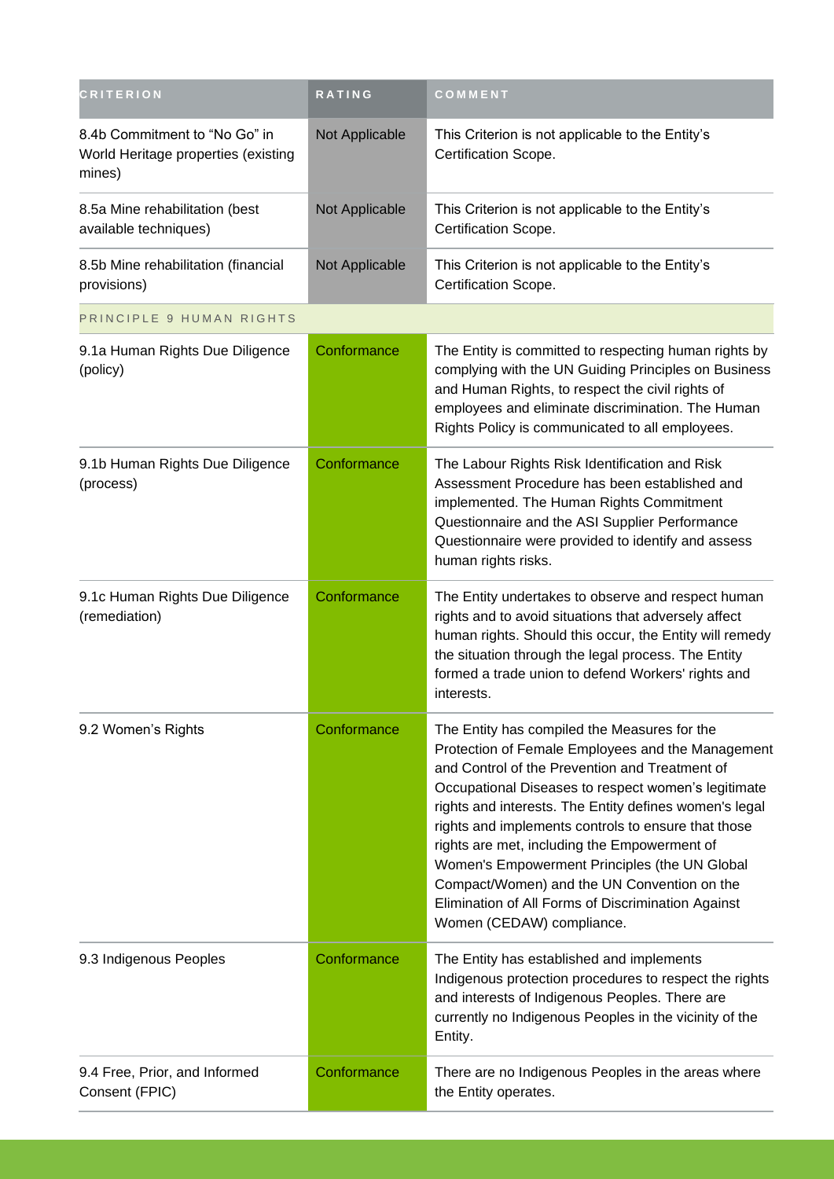| CRITERION | RATING | COMMENT |
| --- | --- | --- |
| 8.4b Commitment to "No Go" in World Heritage properties (existing mines) | Not Applicable | This Criterion is not applicable to the Entity's Certification Scope. |
| 8.5a Mine rehabilitation (best available techniques) | Not Applicable | This Criterion is not applicable to the Entity's Certification Scope. |
| 8.5b Mine rehabilitation (financial provisions) | Not Applicable | This Criterion is not applicable to the Entity's Certification Scope. |
| PRINCIPLE 9 HUMAN RIGHTS | | |
| 9.1a Human Rights Due Diligence (policy) | Conformance | The Entity is committed to respecting human rights by complying with the UN Guiding Principles on Business and Human Rights, to respect the civil rights of employees and eliminate discrimination. The Human Rights Policy is communicated to all employees. |
| 9.1b Human Rights Due Diligence (process) | Conformance | The Labour Rights Risk Identification and Risk Assessment Procedure has been established and implemented. The Human Rights Commitment Questionnaire and the ASI Supplier Performance Questionnaire were provided to identify and assess human rights risks. |
| 9.1c Human Rights Due Diligence (remediation) | Conformance | The Entity undertakes to observe and respect human rights and to avoid situations that adversely affect human rights. Should this occur, the Entity will remedy the situation through the legal process. The Entity formed a trade union to defend Workers' rights and interests. |
| 9.2 Women's Rights | Conformance | The Entity has compiled the Measures for the Protection of Female Employees and the Management and Control of the Prevention and Treatment of Occupational Diseases to respect women's legitimate rights and interests. The Entity defines women's legal rights and implements controls to ensure that those rights are met, including the Empowerment of Women's Empowerment Principles (the UN Global Compact/Women) and the UN Convention on the Elimination of All Forms of Discrimination Against Women (CEDAW) compliance. |
| 9.3 Indigenous Peoples | Conformance | The Entity has established and implements Indigenous protection procedures to respect the rights and interests of Indigenous Peoples. There are currently no Indigenous Peoples in the vicinity of the Entity. |
| 9.4 Free, Prior, and Informed Consent (FPIC) | Conformance | There are no Indigenous Peoples in the areas where the Entity operates. |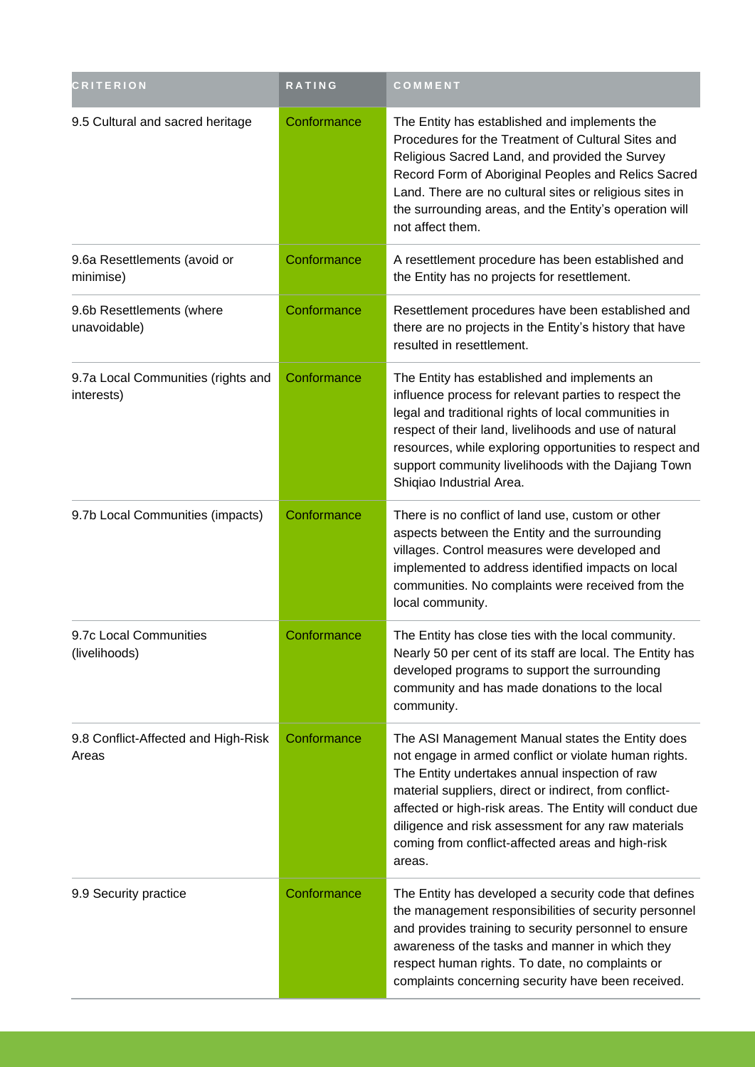| CRITERION | RATING | COMMENT |
| --- | --- | --- |
| 9.5 Cultural and sacred heritage | Conformance | The Entity has established and implements the Procedures for the Treatment of Cultural Sites and Religious Sacred Land, and provided the Survey Record Form of Aboriginal Peoples and Relics Sacred Land. There are no cultural sites or religious sites in the surrounding areas, and the Entity's operation will not affect them. |
| 9.6a Resettlements (avoid or minimise) | Conformance | A resettlement procedure has been established and the Entity has no projects for resettlement. |
| 9.6b Resettlements (where unavoidable) | Conformance | Resettlement procedures have been established and there are no projects in the Entity's history that have resulted in resettlement. |
| 9.7a Local Communities (rights and interests) | Conformance | The Entity has established and implements an influence process for relevant parties to respect the legal and traditional rights of local communities in respect of their land, livelihoods and use of natural resources, while exploring opportunities to respect and support community livelihoods with the Dajiang Town Shiqiao Industrial Area. |
| 9.7b Local Communities (impacts) | Conformance | There is no conflict of land use, custom or other aspects between the Entity and the surrounding villages. Control measures were developed and implemented to address identified impacts on local communities. No complaints were received from the local community. |
| 9.7c Local Communities (livelihoods) | Conformance | The Entity has close ties with the local community. Nearly 50 per cent of its staff are local. The Entity has developed programs to support the surrounding community and has made donations to the local community. |
| 9.8 Conflict-Affected and High-Risk Areas | Conformance | The ASI Management Manual states the Entity does not engage in armed conflict or violate human rights. The Entity undertakes annual inspection of raw material suppliers, direct or indirect, from conflict-affected or high-risk areas. The Entity will conduct due diligence and risk assessment for any raw materials coming from conflict-affected areas and high-risk areas. |
| 9.9 Security practice | Conformance | The Entity has developed a security code that defines the management responsibilities of security personnel and provides training to security personnel to ensure awareness of the tasks and manner in which they respect human rights. To date, no complaints or complaints concerning security have been received. |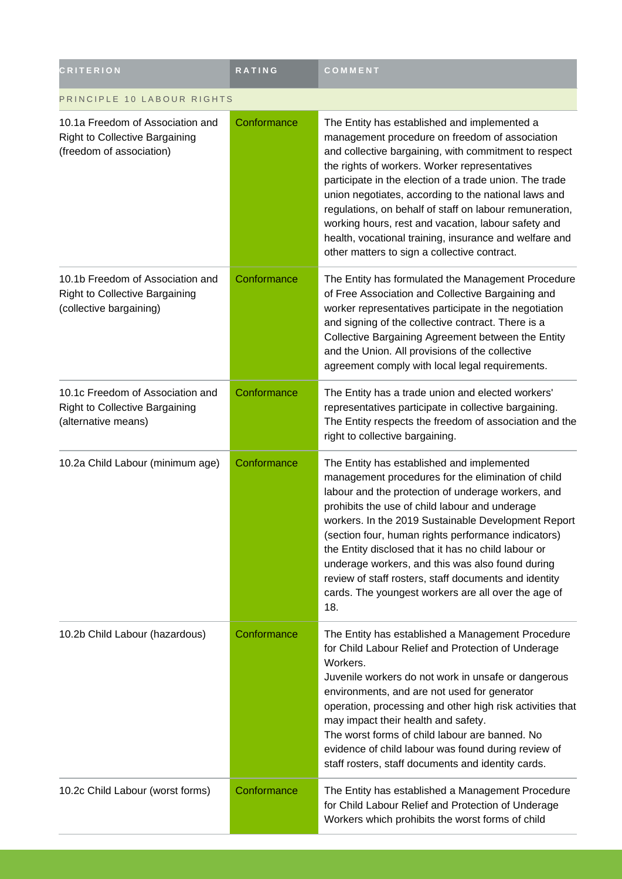| CRITERION | RATING | COMMENT |
|---|---|---|
| PRINCIPLE 10 LABOUR RIGHTS | | |
| 10.1a Freedom of Association and Right to Collective Bargaining (freedom of association) | Conformance | The Entity has established and implemented a management procedure on freedom of association and collective bargaining, with commitment to respect the rights of workers. Worker representatives participate in the election of a trade union. The trade union negotiates, according to the national laws and regulations, on behalf of staff on labour remuneration, working hours, rest and vacation, labour safety and health, vocational training, insurance and welfare and other matters to sign a collective contract. |
| 10.1b Freedom of Association and Right to Collective Bargaining (collective bargaining) | Conformance | The Entity has formulated the Management Procedure of Free Association and Collective Bargaining and worker representatives participate in the negotiation and signing of the collective contract. There is a Collective Bargaining Agreement between the Entity and the Union. All provisions of the collective agreement comply with local legal requirements. |
| 10.1c Freedom of Association and Right to Collective Bargaining (alternative means) | Conformance | The Entity has a trade union and elected workers' representatives participate in collective bargaining. The Entity respects the freedom of association and the right to collective bargaining. |
| 10.2a Child Labour (minimum age) | Conformance | The Entity has established and implemented management procedures for the elimination of child labour and the protection of underage workers, and prohibits the use of child labour and underage workers. In the 2019 Sustainable Development Report (section four, human rights performance indicators) the Entity disclosed that it has no child labour or underage workers, and this was also found during review of staff rosters, staff documents and identity cards. The youngest workers are all over the age of 18. |
| 10.2b Child Labour (hazardous) | Conformance | The Entity has established a Management Procedure for Child Labour Relief and Protection of Underage Workers.<br>Juvenile workers do not work in unsafe or dangerous environments, and are not used for generator operation, processing and other high risk activities that may impact their health and safety.<br>The worst forms of child labour are banned. No evidence of child labour was found during review of staff rosters, staff documents and identity cards. |
| 10.2c Child Labour (worst forms) | Conformance | The Entity has established a Management Procedure for Child Labour Relief and Protection of Underage Workers which prohibits the worst forms of child |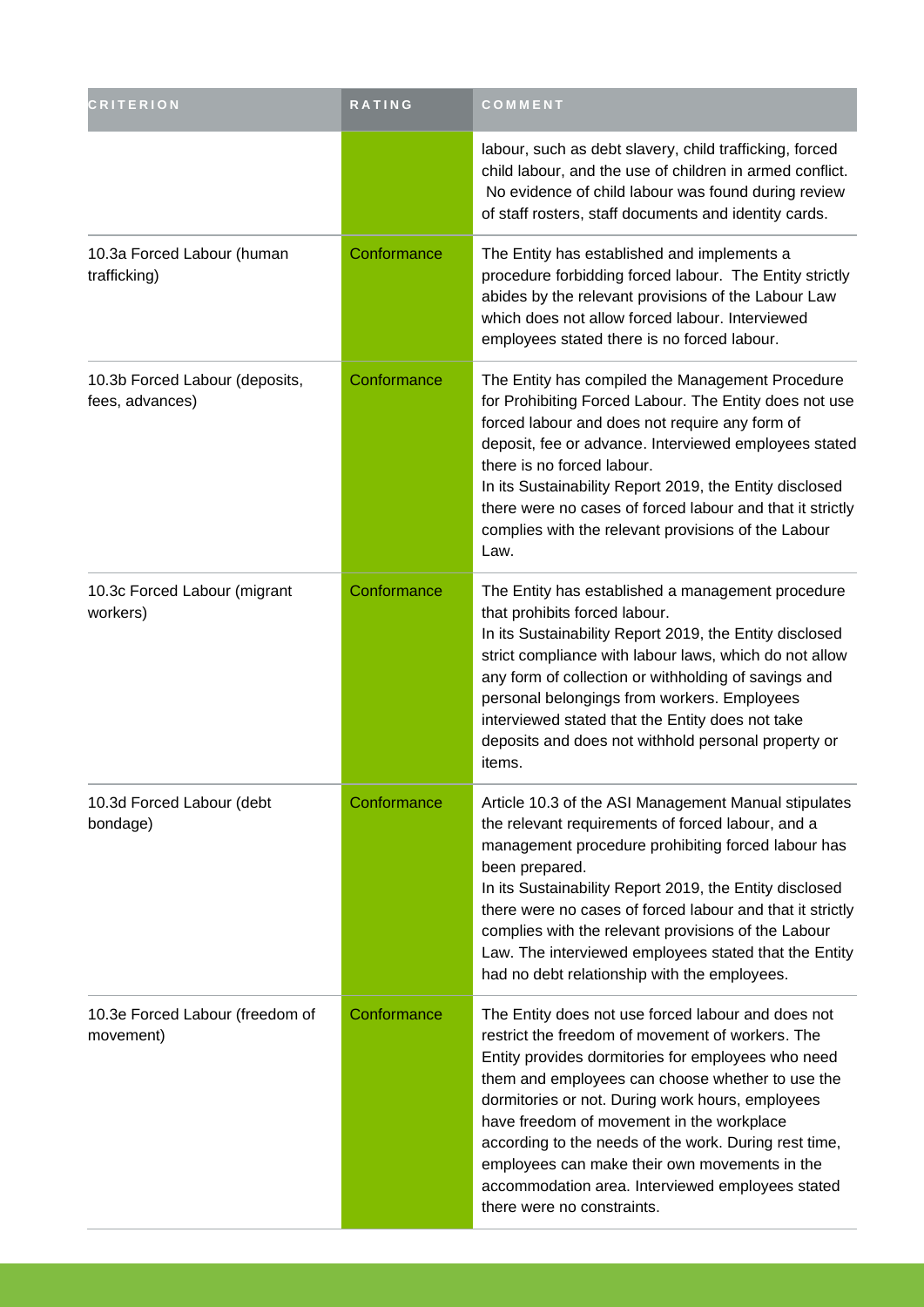| CRITERION | RATING | COMMENT |
| --- | --- | --- |
| | | labour, such as debt slavery, child trafficking, forced child labour, and the use of children in armed conflict. No evidence of child labour was found during review of staff rosters, staff documents and identity cards. |
| 10.3a Forced Labour (human trafficking) | Conformance | The Entity has established and implements a procedure forbidding forced labour. The Entity strictly abides by the relevant provisions of the Labour Law which does not allow forced labour. Interviewed employees stated there is no forced labour. |
| 10.3b Forced Labour (deposits, fees, advances) | Conformance | The Entity has compiled the Management Procedure for Prohibiting Forced Labour. The Entity does not use forced labour and does not require any form of deposit, fee or advance. Interviewed employees stated there is no forced labour.<br>In its Sustainability Report 2019, the Entity disclosed there were no cases of forced labour and that it strictly complies with the relevant provisions of the Labour Law. |
| 10.3c Forced Labour (migrant workers) | Conformance | The Entity has established a management procedure that prohibits forced labour.<br>In its Sustainability Report 2019, the Entity disclosed strict compliance with labour laws, which do not allow any form of collection or withholding of savings and personal belongings from workers. Employees interviewed stated that the Entity does not take deposits and does not withhold personal property or items. |
| 10.3d Forced Labour (debt bondage) | Conformance | Article 10.3 of the ASI Management Manual stipulates the relevant requirements of forced labour, and a management procedure prohibiting forced labour has been prepared.<br>In its Sustainability Report 2019, the Entity disclosed there were no cases of forced labour and that it strictly complies with the relevant provisions of the Labour Law. The interviewed employees stated that the Entity had no debt relationship with the employees. |
| 10.3e Forced Labour (freedom of movement) | Conformance | The Entity does not use forced labour and does not restrict the freedom of movement of workers. The Entity provides dormitories for employees who need them and employees can choose whether to use the dormitories or not. During work hours, employees have freedom of movement in the workplace according to the needs of the work. During rest time, employees can make their own movements in the accommodation area. Interviewed employees stated there were no constraints. |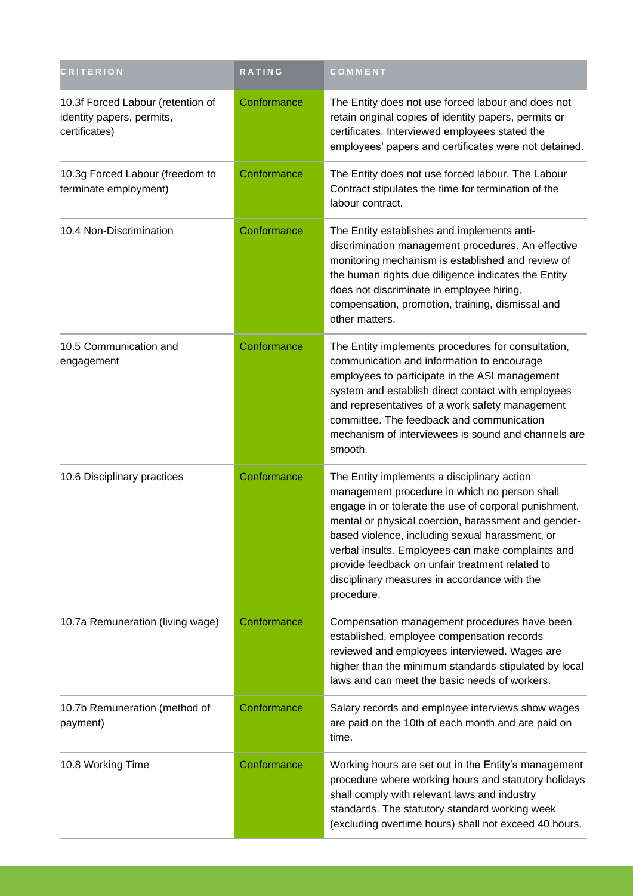| CRITERION | RATING | COMMENT |
| --- | --- | --- |
| 10.3f Forced Labour (retention of identity papers, permits, certificates) | Conformance | The Entity does not use forced labour and does not retain original copies of identity papers, permits or certificates. Interviewed employees stated the employees' papers and certificates were not detained. |
| 10.3g Forced Labour (freedom to terminate employment) | Conformance | The Entity does not use forced labour. The Labour Contract stipulates the time for termination of the labour contract. |
| 10.4 Non-Discrimination | Conformance | The Entity establishes and implements anti-discrimination management procedures. An effective monitoring mechanism is established and review of the human rights due diligence indicates the Entity does not discriminate in employee hiring, compensation, promotion, training, dismissal and other matters. |
| 10.5 Communication and engagement | Conformance | The Entity implements procedures for consultation, communication and information to encourage employees to participate in the ASI management system and establish direct contact with employees and representatives of a work safety management committee. The feedback and communication mechanism of interviewees is sound and channels are smooth. |
| 10.6 Disciplinary practices | Conformance | The Entity implements a disciplinary action management procedure in which no person shall engage in or tolerate the use of corporal punishment, mental or physical coercion, harassment and gender-based violence, including sexual harassment, or verbal insults. Employees can make complaints and provide feedback on unfair treatment related to disciplinary measures in accordance with the procedure. |
| 10.7a Remuneration (living wage) | Conformance | Compensation management procedures have been established, employee compensation records reviewed and employees interviewed. Wages are higher than the minimum standards stipulated by local laws and can meet the basic needs of workers. |
| 10.7b Remuneration (method of payment) | Conformance | Salary records and employee interviews show wages are paid on the 10th of each month and are paid on time. |
| 10.8 Working Time | Conformance | Working hours are set out in the Entity's management procedure where working hours and statutory holidays shall comply with relevant laws and industry standards. The statutory standard working week (excluding overtime hours) shall not exceed 40 hours. |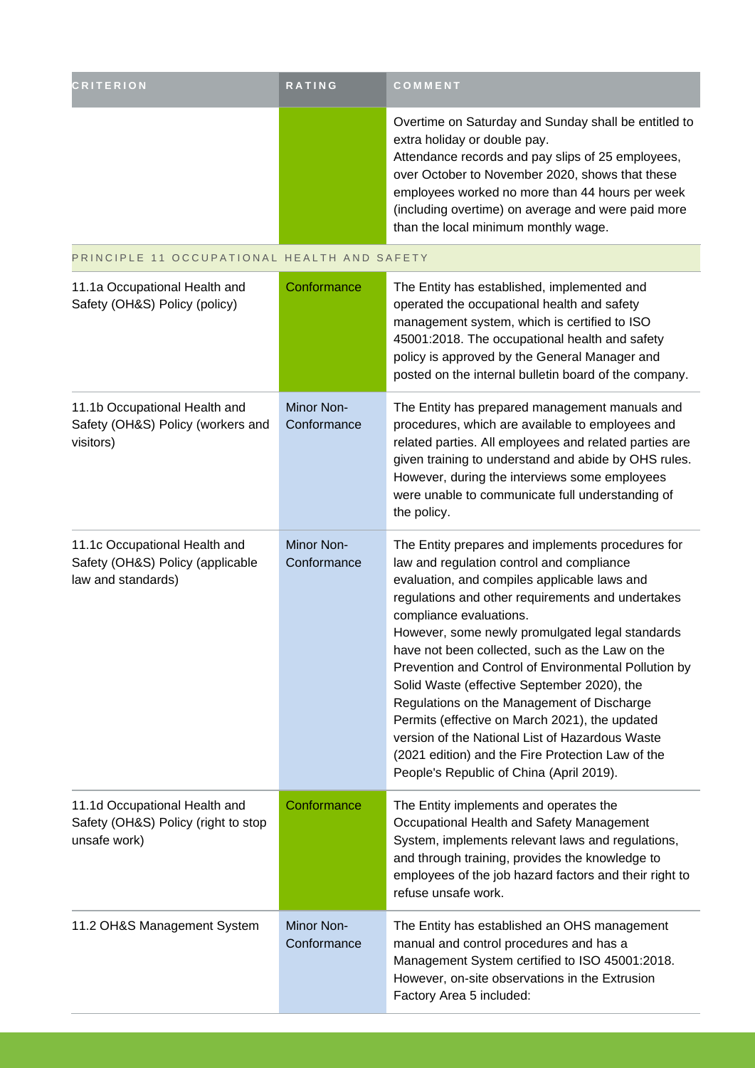| CRITERION | RATING | COMMENT |
| --- | --- | --- |
| | | Overtime on Saturday and Sunday shall be entitled to extra holiday or double pay. Attendance records and pay slips of 25 employees, over October to November 2020, shows that these employees worked no more than 44 hours per week (including overtime) on average and were paid more than the local minimum monthly wage. |
| PRINCIPLE 11 OCCUPATIONAL HEALTH AND SAFETY | | |
| 11.1a Occupational Health and Safety (OH&S) Policy (policy) | Conformance | The Entity has established, implemented and operated the occupational health and safety management system, which is certified to ISO 45001:2018. The occupational health and safety policy is approved by the General Manager and posted on the internal bulletin board of the company. |
| 11.1b Occupational Health and Safety (OH&S) Policy (workers and visitors) | Minor Non-Conformance | The Entity has prepared management manuals and procedures, which are available to employees and related parties. All employees and related parties are given training to understand and abide by OHS rules. However, during the interviews some employees were unable to communicate full understanding of the policy. |
| 11.1c Occupational Health and Safety (OH&S) Policy (applicable law and standards) | Minor Non-Conformance | The Entity prepares and implements procedures for law and regulation control and compliance evaluation, and compiles applicable laws and regulations and other requirements and undertakes compliance evaluations.<br>However, some newly promulgated legal standards have not been collected, such as the Law on the Prevention and Control of Environmental Pollution by Solid Waste (effective September 2020), the Regulations on the Management of Discharge Permits (effective on March 2021), the updated version of the National List of Hazardous Waste (2021 edition) and the Fire Protection Law of the People's Republic of China (April 2019). |
| 11.1d Occupational Health and Safety (OH&S) Policy (right to stop unsafe work) | Conformance | The Entity implements and operates the Occupational Health and Safety Management System, implements relevant laws and regulations, and through training, provides the knowledge to employees of the job hazard factors and their right to refuse unsafe work. |
| 11.2 OH&S Management System | Minor Non-Conformance | The Entity has established an OHS management manual and control procedures and has a Management System certified to ISO 45001:2018. However, on-site observations in the Extrusion Factory Area 5 included: |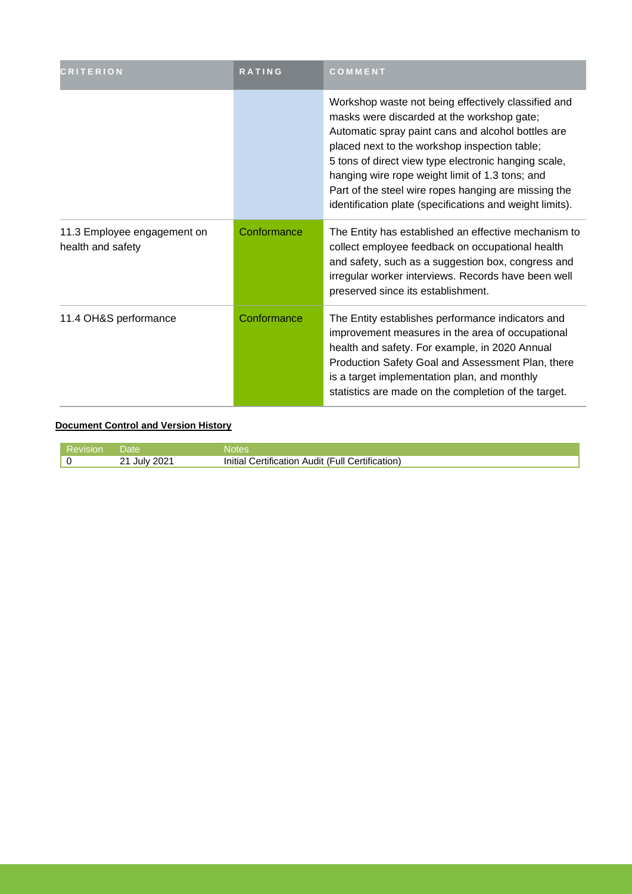| CRITERION | RATING | COMMENT |
| --- | --- | --- |
| | | Workshop waste not being effectively classified and masks were discarded at the workshop gate; Automatic spray paint cans and alcohol bottles are placed next to the workshop inspection table; 5 tons of direct view type electronic hanging scale, hanging wire rope weight limit of 1.3 tons; and Part of the steel wire ropes hanging are missing the identification plate (specifications and weight limits). |
| 11.3 Employee engagement on health and safety | Conformance | The Entity has established an effective mechanism to collect employee feedback on occupational health and safety, such as a suggestion box, congress and irregular worker interviews. Records have been well preserved since its establishment. |
| 11.4 OH&S performance | Conformance | The Entity establishes performance indicators and improvement measures in the area of occupational health and safety. For example, in 2020 Annual Production Safety Goal and Assessment Plan, there is a target implementation plan, and monthly statistics are made on the completion of the target. |

**Document Control and Version History**

| Revision | Date | Notes |
| --- | --- | --- |
| 0 | 21 July 2021 | Initial Certification Audit (Full Certification) |